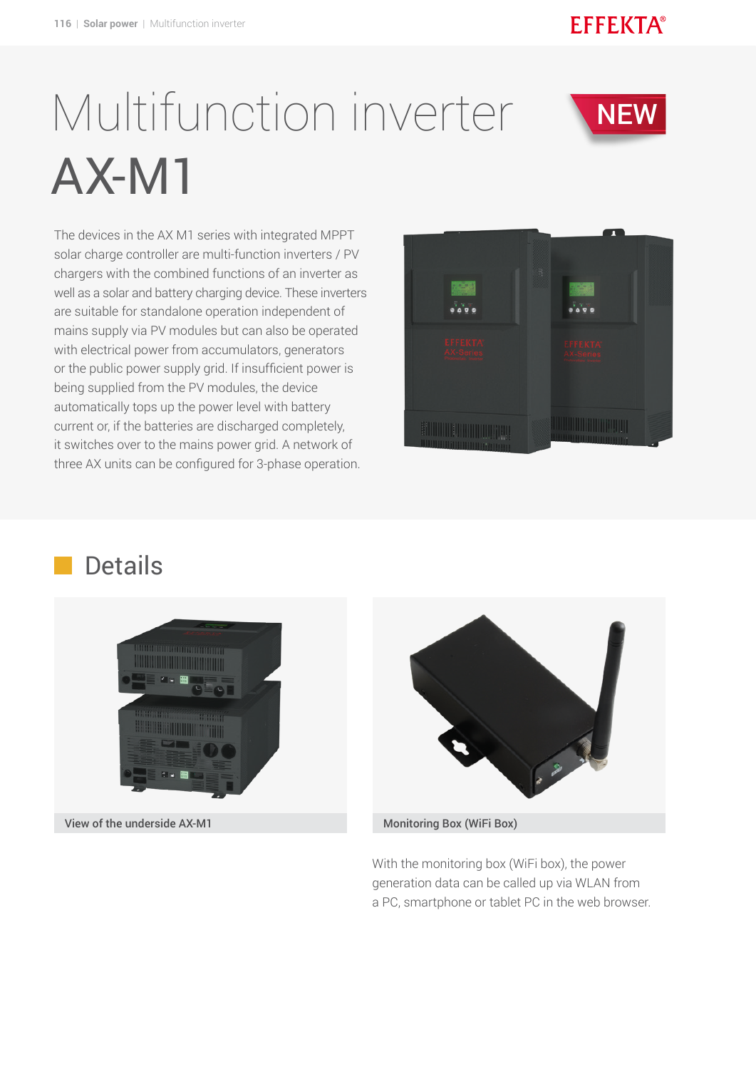# Multifunction inverter AX-M1

NEW

The devices in the AX M1 series with integrated MPPT solar charge controller are multi-function inverters / PV chargers with the combined functions of an inverter as well as a solar and battery charging device. These inverters are suitable for standalone operation independent of mains supply via PV modules but can also be operated with electrical power from accumulators, generators or the public power supply grid. If insufficient power is being supplied from the PV modules, the device automatically tops up the power level with battery current or, if the batteries are discharged completely, it switches over to the mains power grid. A network of three AX units can be configured for 3-phase operation.

## Details

View of the underside AX-M1

Monitoring Box (WiFi Box)

With the monitoring box (WiFi box), the power generation data can be called up via WLAN from a PC, smartphone or tablet PC in the web browser.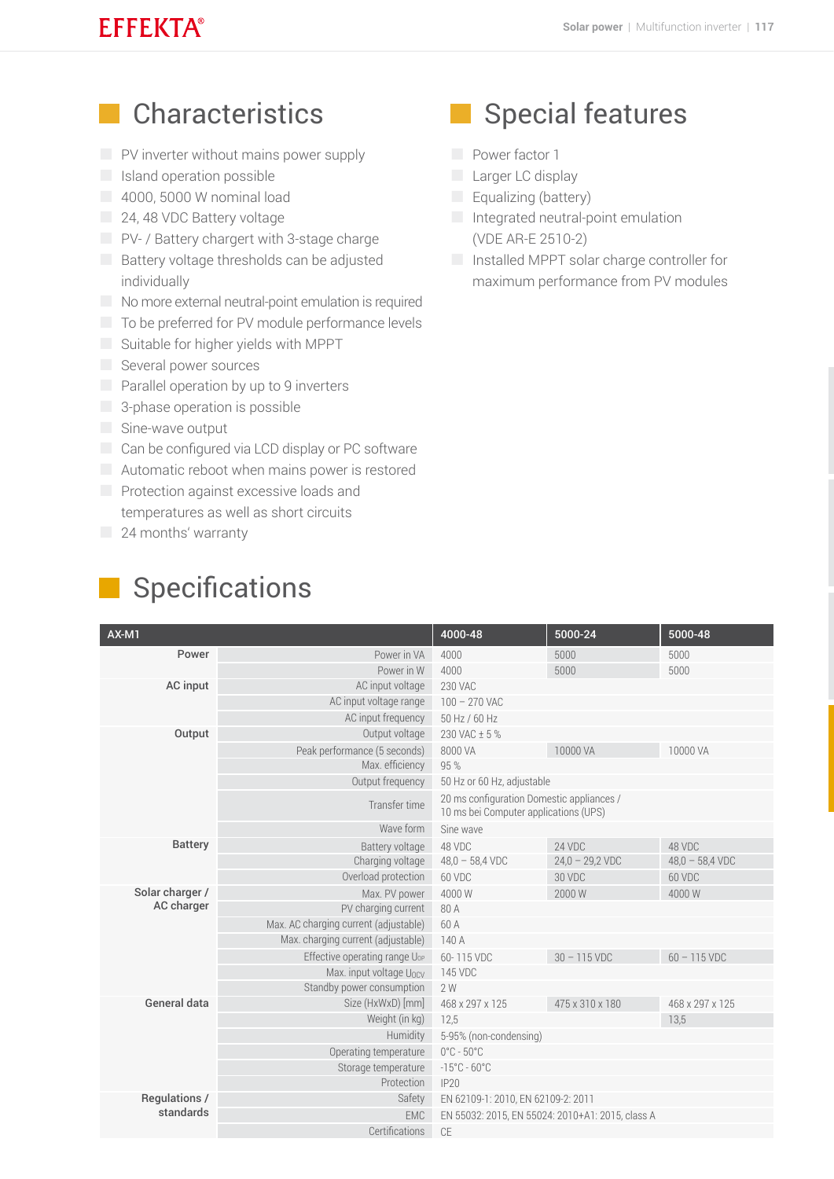## Characteristics

- PV inverter without mains power supply
- Island operation possible
- 4000, 5000 W nominal load
- 24, 48 VDC Battery voltage
- PV- / Battery chargert with 3-stage charge
- Battery voltage thresholds can be adjusted individually
- No more external neutral-point emulation is required
- To be preferred for PV module performance levels
- Suitable for higher yields with MPPT
- Several power sources
- Parallel operation by up to 9 inverters
- 3-phase operation is possible
- Sine-wave output
- Can be configured via LCD display or PC software
- Automatic reboot when mains power is restored
- Protection against excessive loads and temperatures as well as short circuits
- 24 months' warranty

## Special features

- Power factor 1
- Larger LC display
- Equalizing (battery)
- Integrated neutral-point emulation (VDE AR-E 2510-2)
- Installed MPPT solar charge controller for maximum performance from PV modules

## Specifications

| AX-M1 | | 4000-48 | 5000-24 | 5000-48 |
|---|---|---|---|---|
| **Power** | Power in VA | 4000 | 5000 | 5000 |
| | Power in W | 4000 | 5000 | 5000 |
| **AC input** | AC input voltage | 230 VAC | | |
| | AC input voltage range | 100 – 270 VAC | | |
| | AC input frequency | 50 Hz / 60 Hz | | |
| **Output** | Output voltage | 230 VAC ± 5 % | | |
| | Peak performance (5 seconds) | 8000 VA | 10000 VA | 10000 VA |
| | Max. efficiency | 95 % | | |
| | Output frequency | 50 Hz or 60 Hz, adjustable | | |
| | Transfer time | 20 ms configuration Domestic appliances / 10 ms bei Computer applications (UPS) | | |
| | Wave form | Sine wave | | |
| **Battery** | Battery voltage | 48 VDC | 24 VDC | 48 VDC |
| | Charging voltage | 48,0 – 58,4 VDC | 24,0 – 29,2 VDC | 48,0 – 58,4 VDC |
| | Overload protection | 60 VDC | 30 VDC | 60 VDC |
| **Solar charger / AC charger** | Max. PV power | 4000 W | 2000 W | 4000 W |
| | PV charging current | 80 A | | |
| | Max. AC charging current (adjustable) | 60 A | | |
| | Max. charging current (adjustable) | 140 A | | |
| | Effective operating range $U_{OP}$ | 60- 115 VDC | 30 – 115 VDC | 60 – 115 VDC |
| | Max. input voltage $U_{OCV}$ | 145 VDC | | |
| | Standby power consumption | 2 W | | |
| **General data** | Size (HxWxD) [mm] | 468 x 297 x 125 | 475 x 310 x 180 | 468 x 297 x 125 |
| | Weight (in kg) | 12,5 | | 13,5 |
| | Humidity | 5-95% (non-condensing) | | |
| | Operating temperature | 0°C - 50°C | | |
| | Storage temperature | -15°C - 60°C | | |
| | Protection | IP20 | | |
| **Regulations / standards** | Safety | EN 62109-1: 2010, EN 62109-2: 2011 | | |
| | EMC | EN 55032: 2015, EN 55024: 2010+A1: 2015, class A | | |
| | Certifications | CE | | |